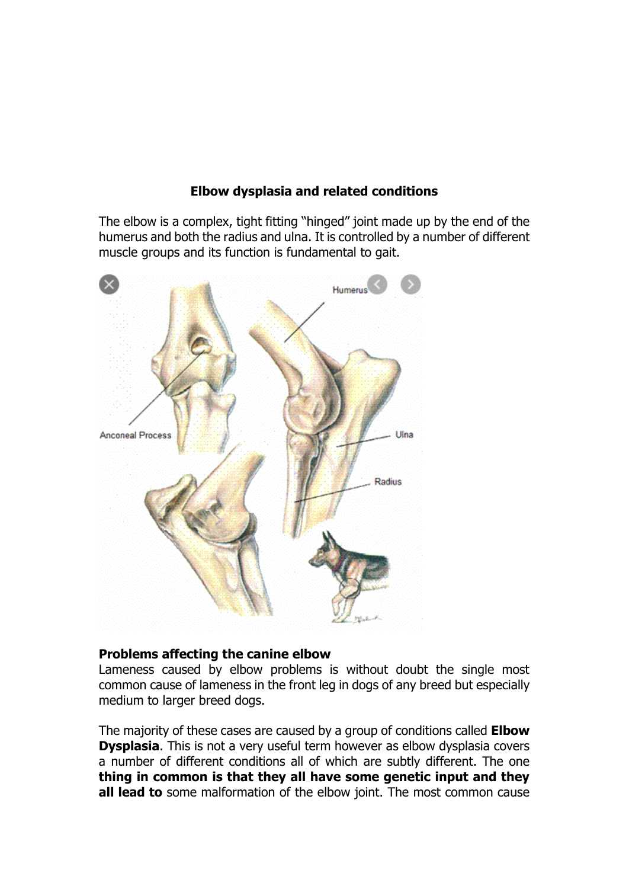**Elbow dysplasia and related conditions**

The elbow is a complex, tight fitting "hinged" joint made up by the end of the humerus and both the radius and ulna. It is controlled by a number of different muscle groups and its function is fundamental to gait.

**Problems affecting the canine elbow**

Lameness caused by elbow problems is without doubt the single most common cause of lameness in the front leg in dogs of any breed but especially medium to larger breed dogs.

The majority of these cases are caused by a group of conditions called **Elbow Dysplasia**. This is not a very useful term however as elbow dysplasia covers a number of different conditions all of which are subtly different. The one **thing in common is that they all have some genetic input and they all lead to** some malformation of the elbow joint. The most common cause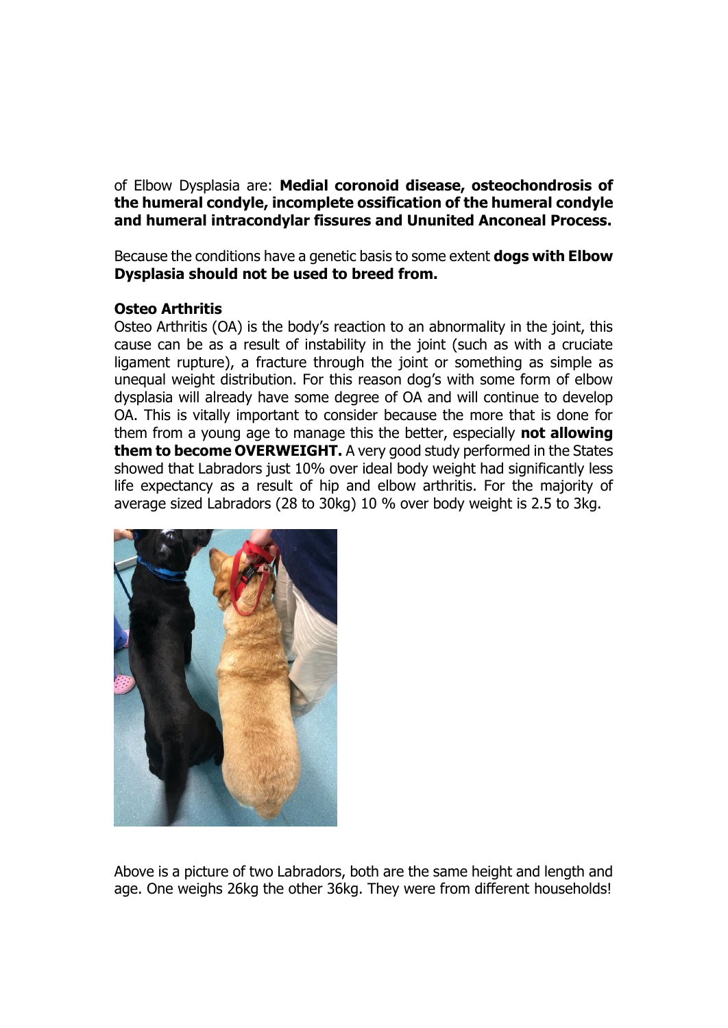of Elbow Dysplasia are: **Medial coronoid disease, osteochondrosis of the humeral condyle, incomplete ossification of the humeral condyle and humeral intracondylar fissures and Ununited Anconeal Process.**

Because the conditions have a genetic basis to some extent **dogs with Elbow Dysplasia should not be used to breed from.**

**Osteo Arthritis**

Osteo Arthritis (OA) is the body's reaction to an abnormality in the joint, this cause can be as a result of instability in the joint (such as with a cruciate ligament rupture), a fracture through the joint or something as simple as unequal weight distribution. For this reason dog's with some form of elbow dysplasia will already have some degree of OA and will continue to develop OA. This is vitally important to consider because the more that is done for them from a young age to manage this the better, especially **not allowing them to become OVERWEIGHT.** A very good study performed in the States showed that Labradors just 10% over ideal body weight had significantly less life expectancy as a result of hip and elbow arthritis. For the majority of average sized Labradors (28 to 30kg) 10 % over body weight is 2.5 to 3kg.

Above is a picture of two Labradors, both are the same height and length and age. One weighs 26kg the other 36kg. They were from different households!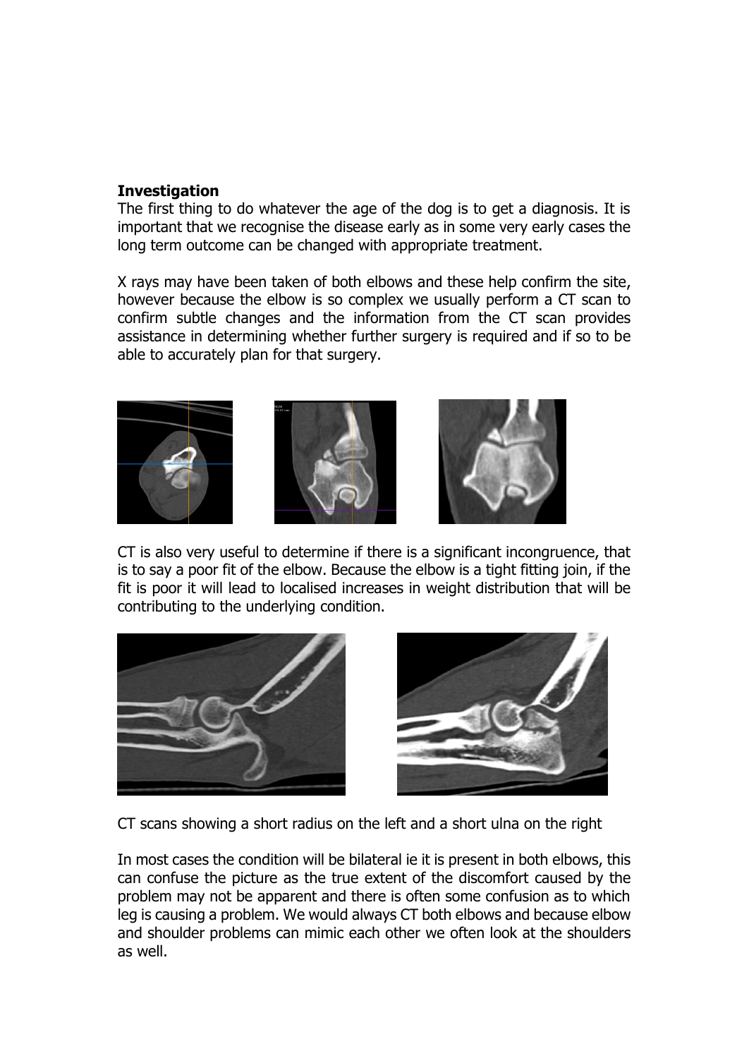**Investigation**

The first thing to do whatever the age of the dog is to get a diagnosis. It is important that we recognise the disease early as in some very early cases the long term outcome can be changed with appropriate treatment.

X rays may have been taken of both elbows and these help confirm the site, however because the elbow is so complex we usually perform a CT scan to confirm subtle changes and the information from the CT scan provides assistance in determining whether further surgery is required and if so to be able to accurately plan for that surgery.

CT is also very useful to determine if there is a significant incongruence, that is to say a poor fit of the elbow. Because the elbow is a tight fitting join, if the fit is poor it will lead to localised increases in weight distribution that will be contributing to the underlying condition.

CT scans showing a short radius on the left and a short ulna on the right

In most cases the condition will be bilateral ie it is present in both elbows, this can confuse the picture as the true extent of the discomfort caused by the problem may not be apparent and there is often some confusion as to which leg is causing a problem. We would always CT both elbows and because elbow and shoulder problems can mimic each other we often look at the shoulders as well.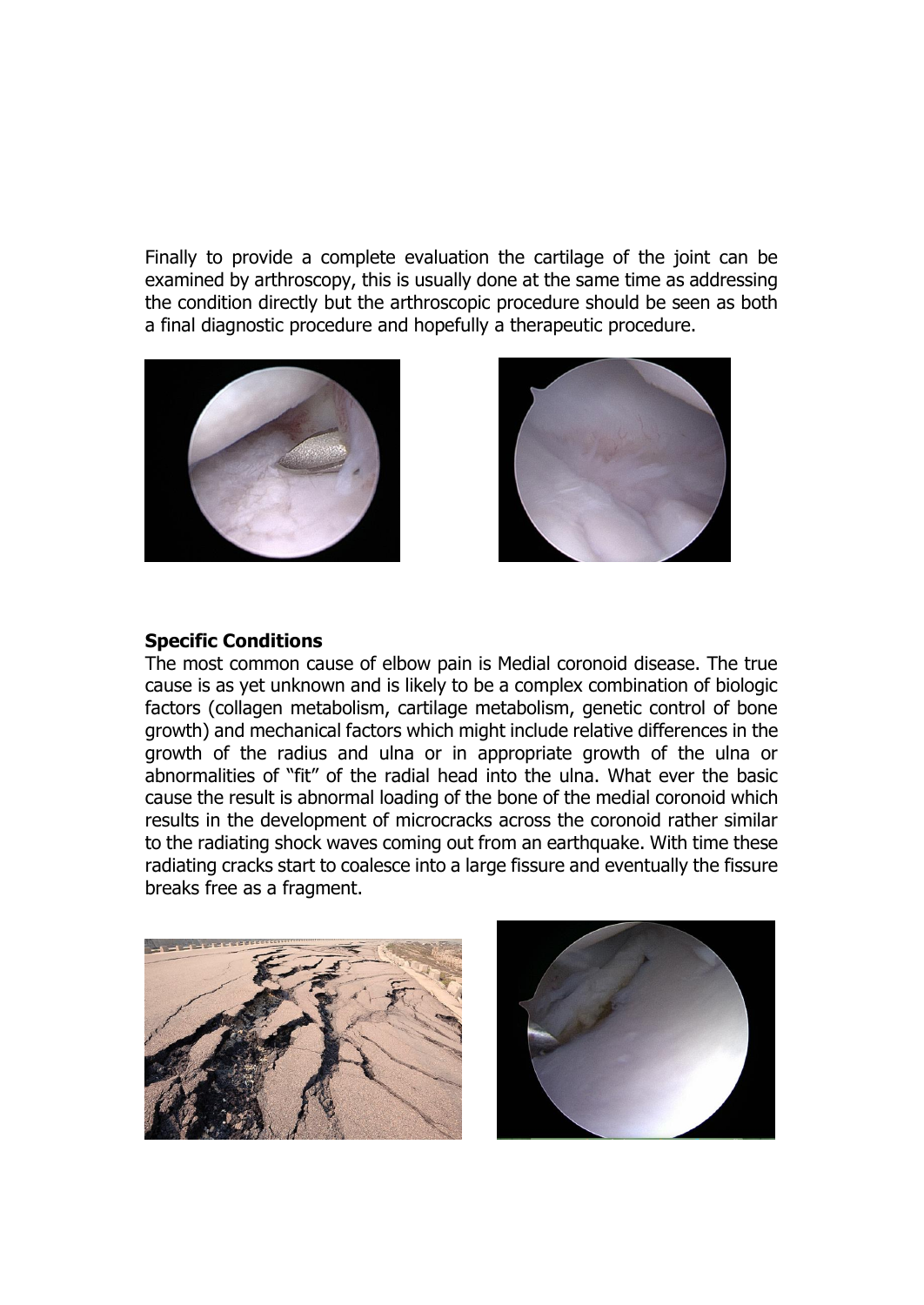Finally to provide a complete evaluation the cartilage of the joint can be examined by arthroscopy, this is usually done at the same time as addressing the condition directly but the arthroscopic procedure should be seen as both a final diagnostic procedure and hopefully a therapeutic procedure.

**Specific Conditions**

The most common cause of elbow pain is Medial coronoid disease. The true cause is as yet unknown and is likely to be a complex combination of biologic factors (collagen metabolism, cartilage metabolism, genetic control of bone growth) and mechanical factors which might include relative differences in the growth of the radius and ulna or in appropriate growth of the ulna or abnormalities of "fit" of the radial head into the ulna. What ever the basic cause the result is abnormal loading of the bone of the medial coronoid which results in the development of microcracks across the coronoid rather similar to the radiating shock waves coming out from an earthquake. With time these radiating cracks start to coalesce into a large fissure and eventually the fissure breaks free as a fragment.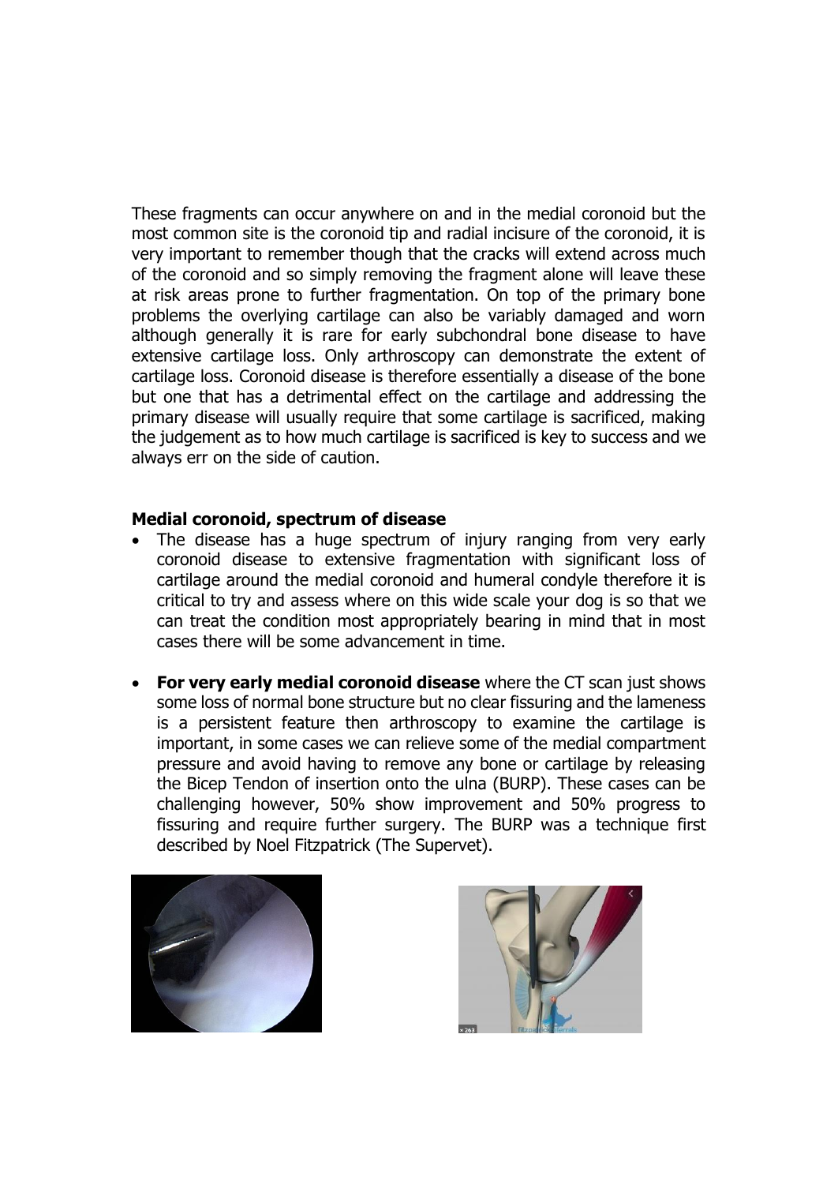These fragments can occur anywhere on and in the medial coronoid but the most common site is the coronoid tip and radial incisure of the coronoid, it is very important to remember though that the cracks will extend across much of the coronoid and so simply removing the fragment alone will leave these at risk areas prone to further fragmentation. On top of the primary bone problems the overlying cartilage can also be variably damaged and worn although generally it is rare for early subchondral bone disease to have extensive cartilage loss. Only arthroscopy can demonstrate the extent of cartilage loss. Coronoid disease is therefore essentially a disease of the bone but one that has a detrimental effect on the cartilage and addressing the primary disease will usually require that some cartilage is sacrificed, making the judgement as to how much cartilage is sacrificed is key to success and we always err on the side of caution.

**Medial coronoid, spectrum of disease**

- The disease has a huge spectrum of injury ranging from very early coronoid disease to extensive fragmentation with significant loss of cartilage around the medial coronoid and humeral condyle therefore it is critical to try and assess where on this wide scale your dog is so that we can treat the condition most appropriately bearing in mind that in most cases there will be some advancement in time.
- **For very early medial coronoid disease** where the CT scan just shows some loss of normal bone structure but no clear fissuring and the lameness is a persistent feature then arthroscopy to examine the cartilage is important, in some cases we can relieve some of the medial compartment pressure and avoid having to remove any bone or cartilage by releasing the Bicep Tendon of insertion onto the ulna (BURP). These cases can be challenging however, 50% show improvement and 50% progress to fissuring and require further surgery. The BURP was a technique first described by Noel Fitzpatrick (The Supervet).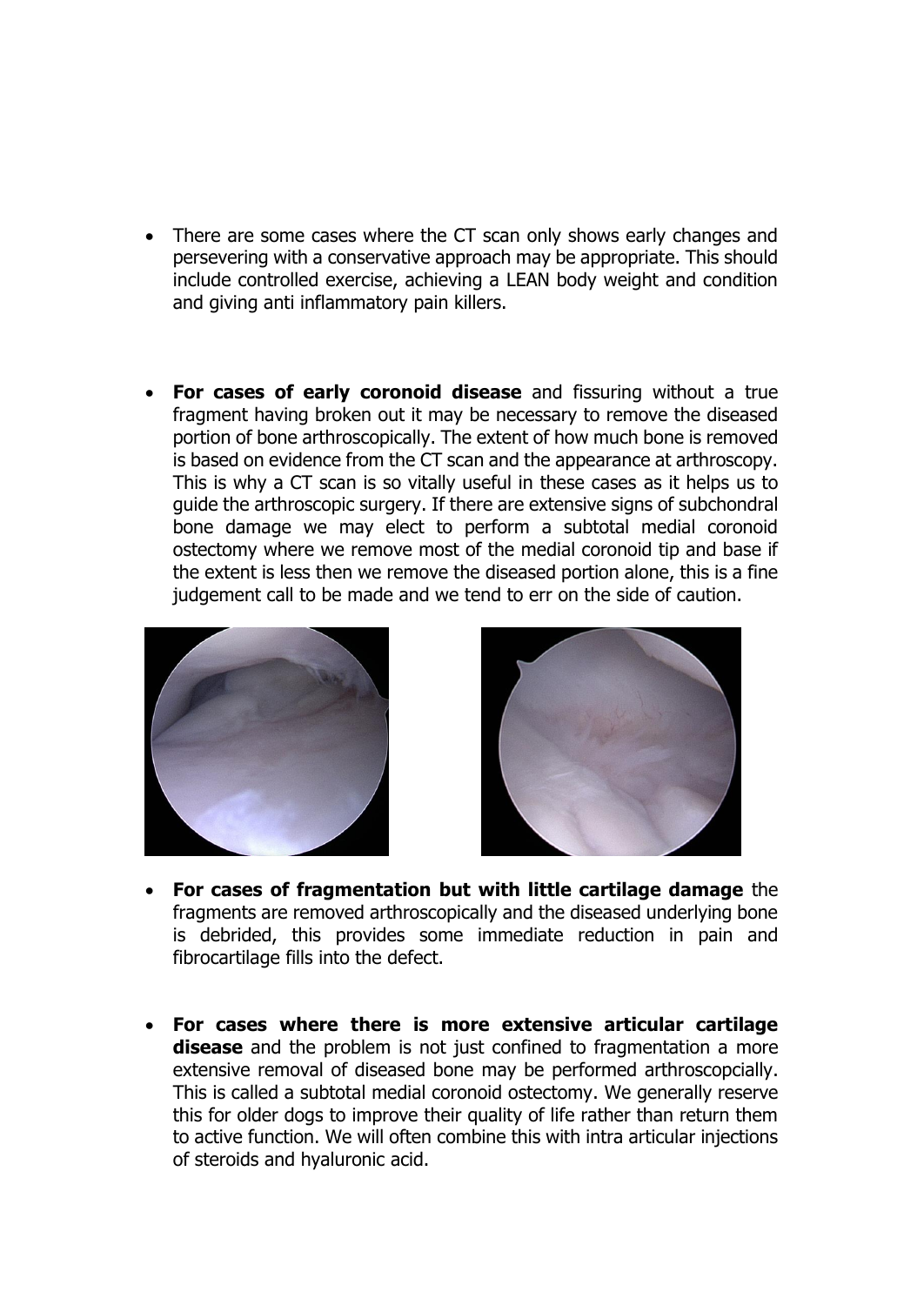- There are some cases where the CT scan only shows early changes and persevering with a conservative approach may be appropriate. This should include controlled exercise, achieving a LEAN body weight and condition and giving anti inflammatory pain killers.

- **For cases of early coronoid disease** and fissuring without a true fragment having broken out it may be necessary to remove the diseased portion of bone arthroscopically. The extent of how much bone is removed is based on evidence from the CT scan and the appearance at arthroscopy. This is why a CT scan is so vitally useful in these cases as it helps us to guide the arthroscopic surgery. If there are extensive signs of subchondral bone damage we may elect to perform a subtotal medial coronoid ostectomy where we remove most of the medial coronoid tip and base if the extent is less then we remove the diseased portion alone, this is a fine judgement call to be made and we tend to err on the side of caution.

- **For cases of fragmentation but with little cartilage damage** the fragments are removed arthroscopically and the diseased underlying bone is debrided, this provides some immediate reduction in pain and fibrocartilage fills into the defect.

- **For cases where there is more extensive articular cartilage disease** and the problem is not just confined to fragmentation a more extensive removal of diseased bone may be performed arthroscopcially. This is called a subtotal medial coronoid ostectomy. We generally reserve this for older dogs to improve their quality of life rather than return them to active function. We will often combine this with intra articular injections of steroids and hyaluronic acid.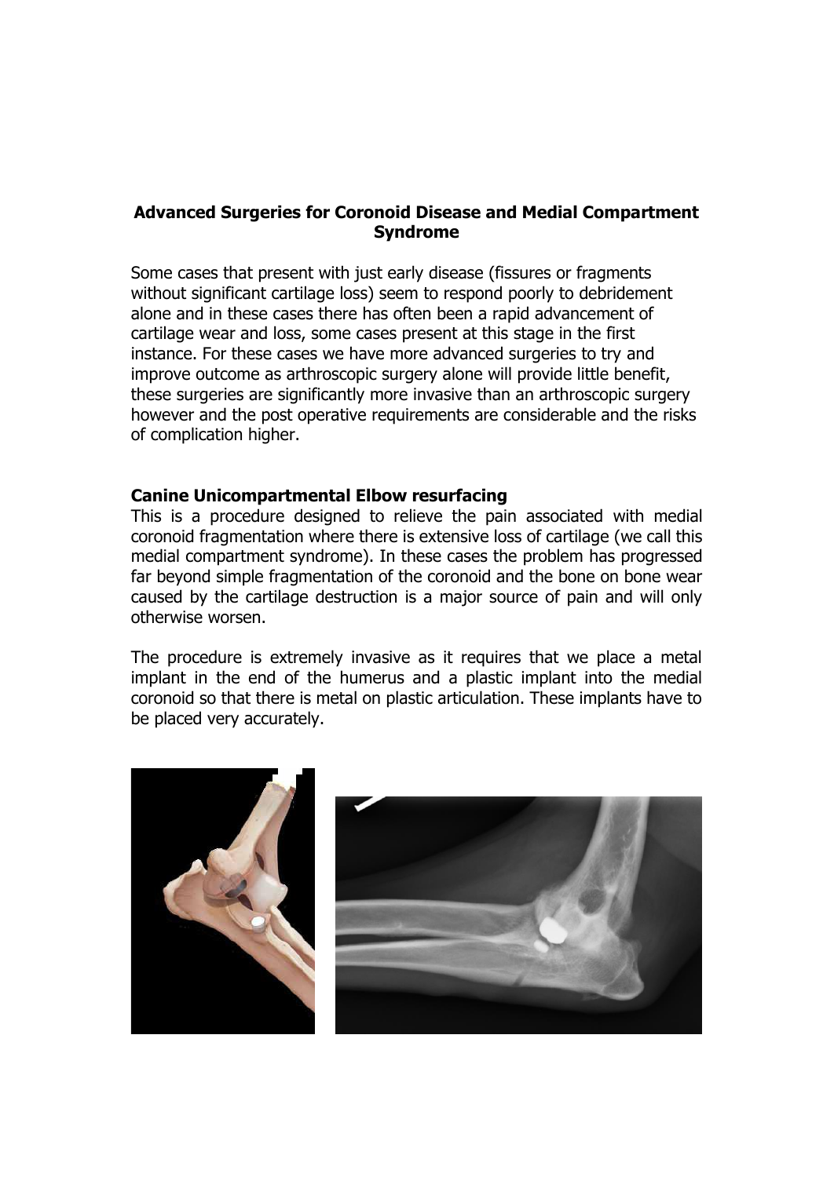## Advanced Surgeries for Coronoid Disease and Medial Compartment Syndrome

Some cases that present with just early disease (fissures or fragments without significant cartilage loss) seem to respond poorly to debridement alone and in these cases there has often been a rapid advancement of cartilage wear and loss, some cases present at this stage in the first instance. For these cases we have more advanced surgeries to try and improve outcome as arthroscopic surgery alone will provide little benefit, these surgeries are significantly more invasive than an arthroscopic surgery however and the post operative requirements are considerable and the risks of complication higher.

### Canine Unicompartmental Elbow resurfacing

This is a procedure designed to relieve the pain associated with medial coronoid fragmentation where there is extensive loss of cartilage (we call this medial compartment syndrome). In these cases the problem has progressed far beyond simple fragmentation of the coronoid and the bone on bone wear caused by the cartilage destruction is a major source of pain and will only otherwise worsen.

The procedure is extremely invasive as it requires that we place a metal implant in the end of the humerus and a plastic implant into the medial coronoid so that there is metal on plastic articulation. These implants have to be placed very accurately.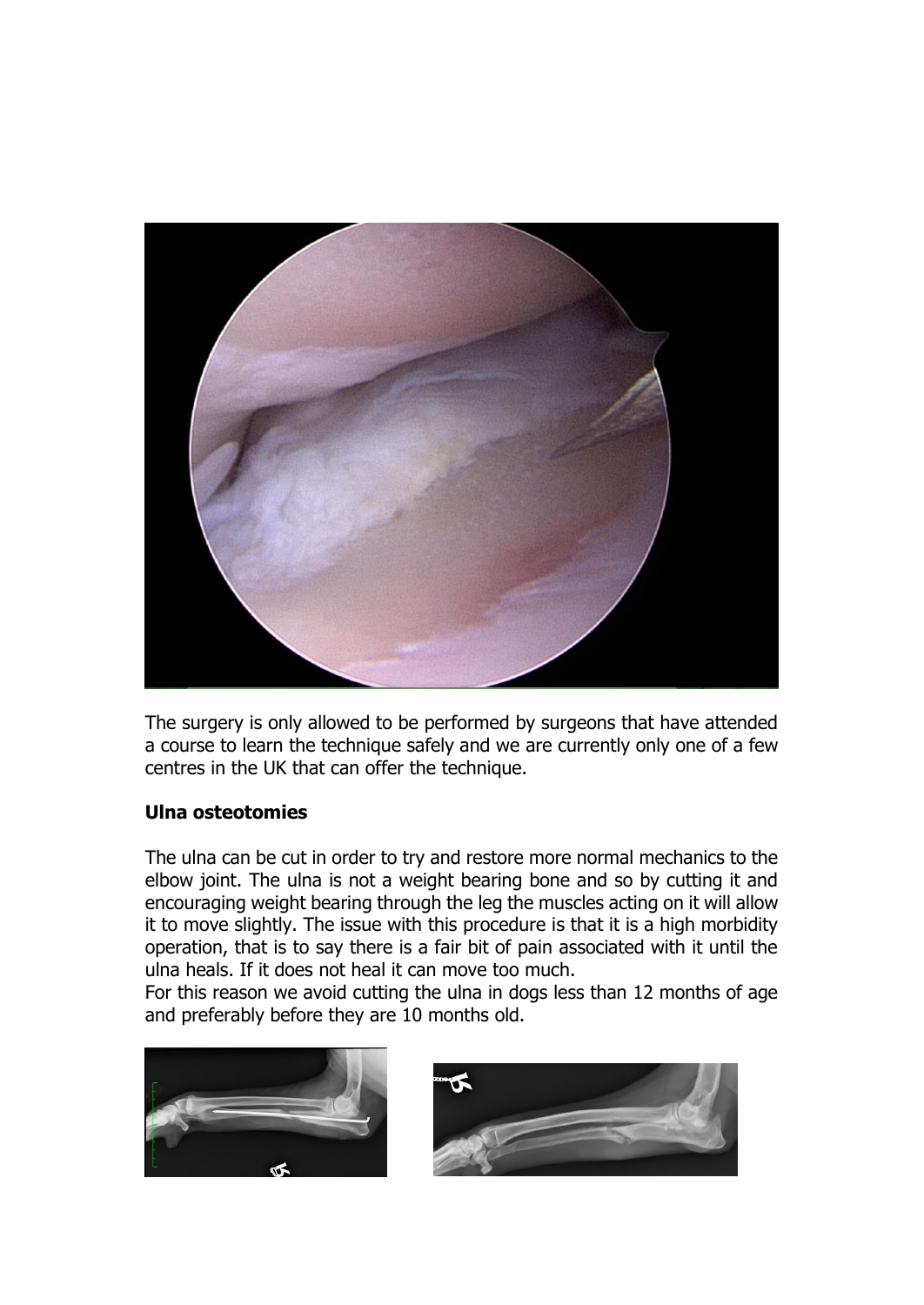The surgery is only allowed to be performed by surgeons that have attended a course to learn the technique safely and we are currently only one of a few centres in the UK that can offer the technique.

**Ulna osteotomies**

The ulna can be cut in order to try and restore more normal mechanics to the elbow joint. The ulna is not a weight bearing bone and so by cutting it and encouraging weight bearing through the leg the muscles acting on it will allow it to move slightly. The issue with this procedure is that it is a high morbidity operation, that is to say there is a fair bit of pain associated with it until the ulna heals. If it does not heal it can move too much.
For this reason we avoid cutting the ulna in dogs less than 12 months of age and preferably before they are 10 months old.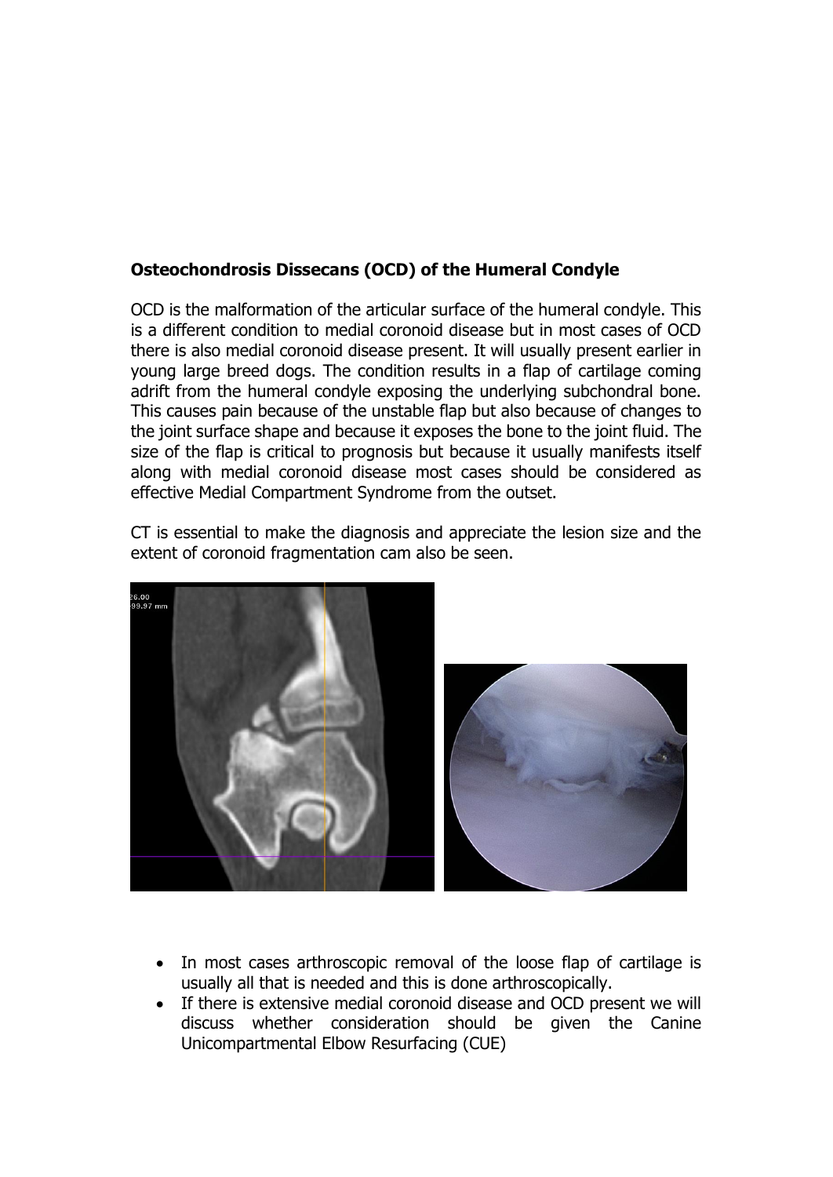**Osteochondrosis Dissecans (OCD) of the Humeral Condyle**

OCD is the malformation of the articular surface of the humeral condyle. This is a different condition to medial coronoid disease but in most cases of OCD there is also medial coronoid disease present. It will usually present earlier in young large breed dogs. The condition results in a flap of cartilage coming adrift from the humeral condyle exposing the underlying subchondral bone. This causes pain because of the unstable flap but also because of changes to the joint surface shape and because it exposes the bone to the joint fluid. The size of the flap is critical to prognosis but because it usually manifests itself along with medial coronoid disease most cases should be considered as effective Medial Compartment Syndrome from the outset.

CT is essential to make the diagnosis and appreciate the lesion size and the extent of coronoid fragmentation cam also be seen.

- In most cases arthroscopic removal of the loose flap of cartilage is usually all that is needed and this is done arthroscopically.
- If there is extensive medial coronoid disease and OCD present we will discuss whether consideration should be given the Canine Unicompartmental Elbow Resurfacing (CUE)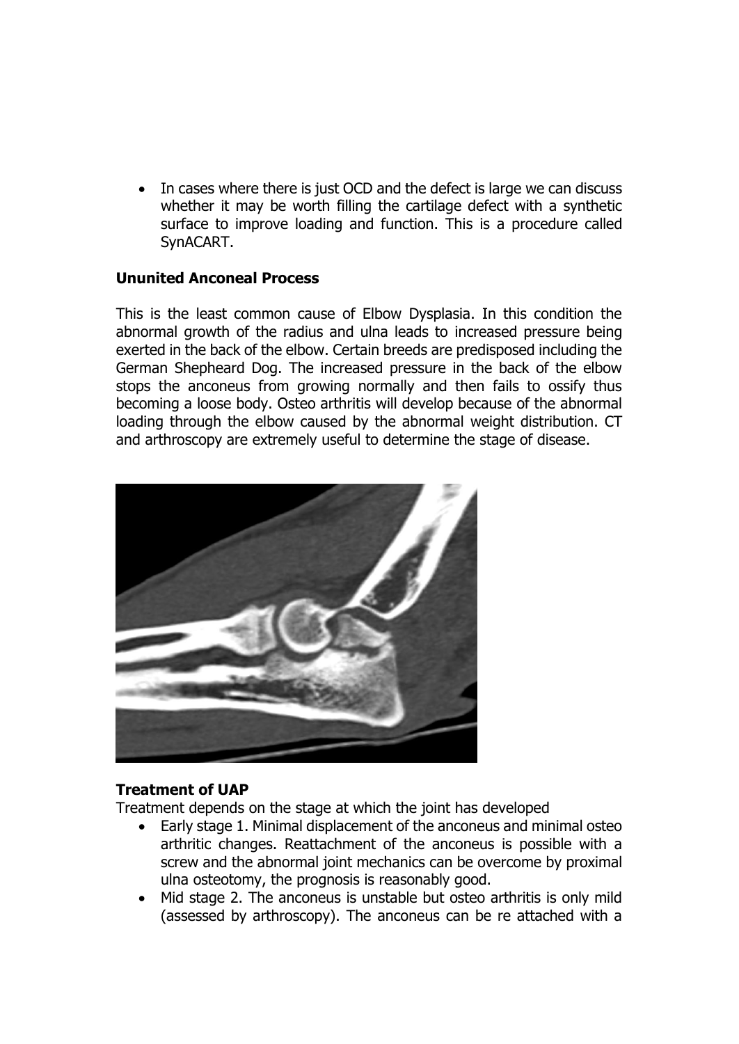- In cases where there is just OCD and the defect is large we can discuss whether it may be worth filling the cartilage defect with a synthetic surface to improve loading and function. This is a procedure called SynACART.

**Ununited Anconeal Process**

This is the least common cause of Elbow Dysplasia. In this condition the abnormal growth of the radius and ulna leads to increased pressure being exerted in the back of the elbow. Certain breeds are predisposed including the German Shepheard Dog. The increased pressure in the back of the elbow stops the anconeus from growing normally and then fails to ossify thus becoming a loose body. Osteo arthritis will develop because of the abnormal loading through the elbow caused by the abnormal weight distribution. CT and arthroscopy are extremely useful to determine the stage of disease.

**Treatment of UAP**

Treatment depends on the stage at which the joint has developed

- Early stage 1. Minimal displacement of the anconeus and minimal osteo arthritic changes. Reattachment of the anconeus is possible with a screw and the abnormal joint mechanics can be overcome by proximal ulna osteotomy, the prognosis is reasonably good.
- Mid stage 2. The anconeus is unstable but osteo arthritis is only mild (assessed by arthroscopy). The anconeus can be re attached with a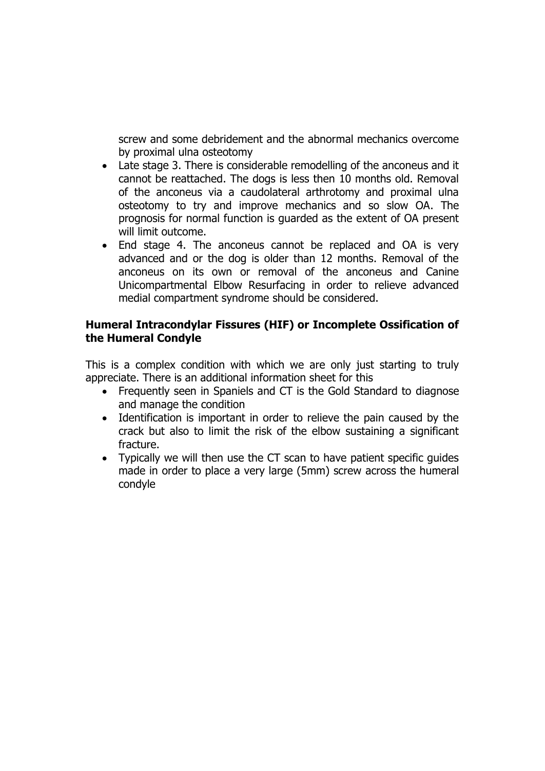screw and some debridement and the abnormal mechanics overcome by proximal ulna osteotomy

- Late stage 3. There is considerable remodelling of the anconeus and it cannot be reattached. The dogs is less then 10 months old. Removal of the anconeus via a caudolateral arthrotomy and proximal ulna osteotomy to try and improve mechanics and so slow OA. The prognosis for normal function is guarded as the extent of OA present will limit outcome.
- End stage 4. The anconeus cannot be replaced and OA is very advanced and or the dog is older than 12 months. Removal of the anconeus on its own or removal of the anconeus and Canine Unicompartmental Elbow Resurfacing in order to relieve advanced medial compartment syndrome should be considered.

**Humeral Intracondylar Fissures (HIF) or Incomplete Ossification of the Humeral Condyle**

This is a complex condition with which we are only just starting to truly appreciate. There is an additional information sheet for this

- Frequently seen in Spaniels and CT is the Gold Standard to diagnose and manage the condition
- Identification is important in order to relieve the pain caused by the crack but also to limit the risk of the elbow sustaining a significant fracture.
- Typically we will then use the CT scan to have patient specific guides made in order to place a very large (5mm) screw across the humeral condyle